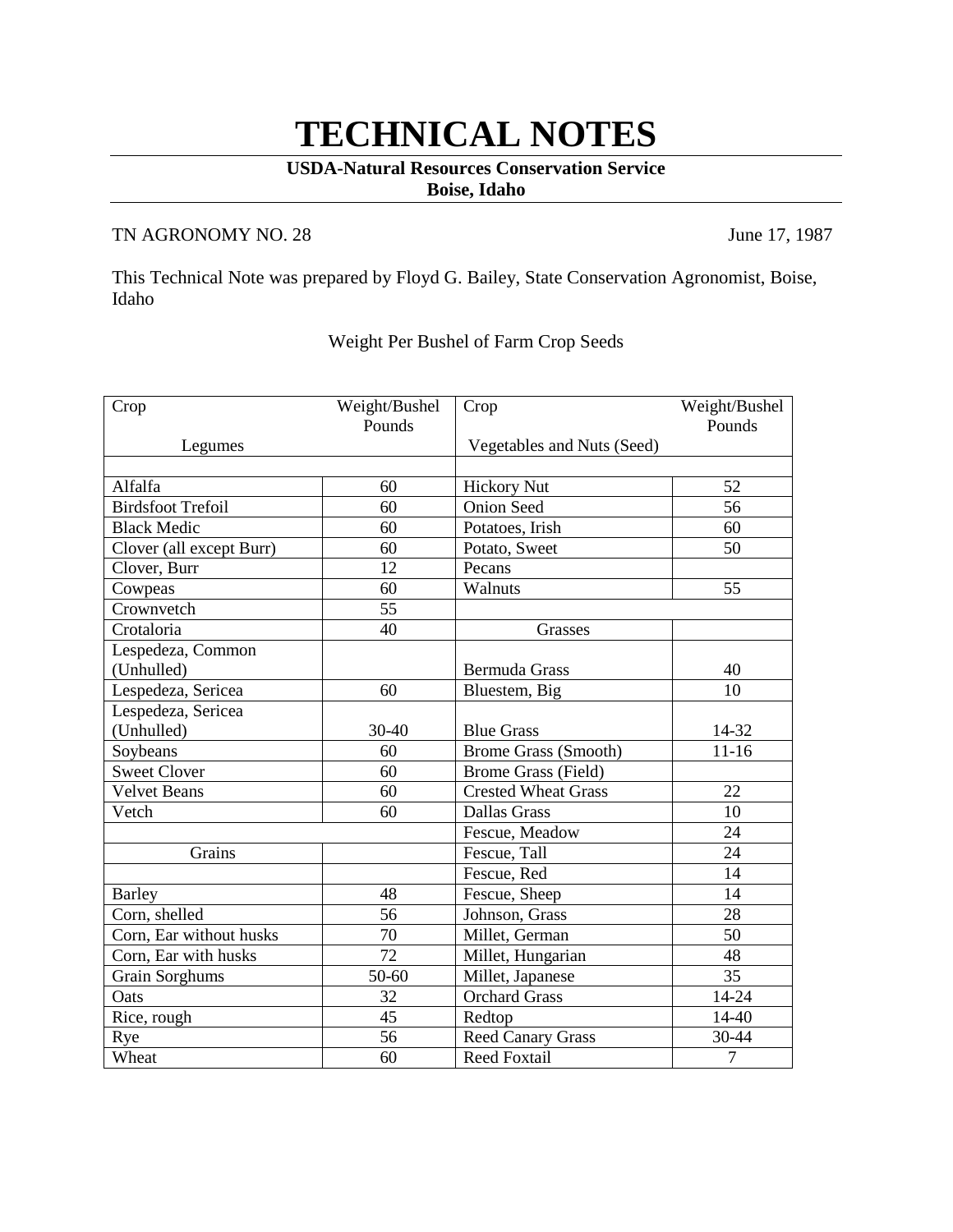# TECHNICAL NOTES

**USDA-Natural Resources Conservation Service**
**Boise, Idaho**

TN AGRONOMY NO. 28 June 17, 1987

This Technical Note was prepared by Floyd G. Bailey, State Conservation Agronomist, Boise, Idaho

Weight Per Bushel of Farm Crop Seeds

| Crop | Weight/Bushel Pounds | Crop | Weight/Bushel Pounds |
|---|---|---|---|
| Legumes | | Vegetables and Nuts (Seed) | |
| | | | |
| Alfalfa | 60 | Hickory Nut | 52 |
| Birdsfoot Trefoil | 60 | Onion Seed | 56 |
| Black Medic | 60 | Potatoes, Irish | 60 |
| Clover (all except Burr) | 60 | Potato, Sweet | 50 |
| Clover, Burr | 12 | Pecans | |
| Cowpeas | 60 | Walnuts | 55 |
| Crownvetch | 55 | | |
| Crotaloria | 40 | Grasses | |
| Lespedeza, Common (Unhulled) | | Bermuda Grass | 40 |
| Lespedeza, Sericea | 60 | Bluestem, Big | 10 |
| Lespedeza, Sericea (Unhulled) | 30-40 | Blue Grass | 14-32 |
| Soybeans | 60 | Brome Grass (Smooth) | 11-16 |
| Sweet Clover | 60 | Brome Grass (Field) | |
| Velvet Beans | 60 | Crested Wheat Grass | 22 |
| Vetch | 60 | Dallas Grass | 10 |
| | | Fescue, Meadow | 24 |
| Grains | | Fescue, Tall | 24 |
| | | Fescue, Red | 14 |
| Barley | 48 | Fescue, Sheep | 14 |
| Corn, shelled | 56 | Johnson, Grass | 28 |
| Corn, Ear without husks | 70 | Millet, German | 50 |
| Corn, Ear with husks | 72 | Millet, Hungarian | 48 |
| Grain Sorghums | 50-60 | Millet, Japanese | 35 |
| Oats | 32 | Orchard Grass | 14-24 |
| Rice, rough | 45 | Redtop | 14-40 |
| Rye | 56 | Reed Canary Grass | 30-44 |
| Wheat | 60 | Reed Foxtail | 7 |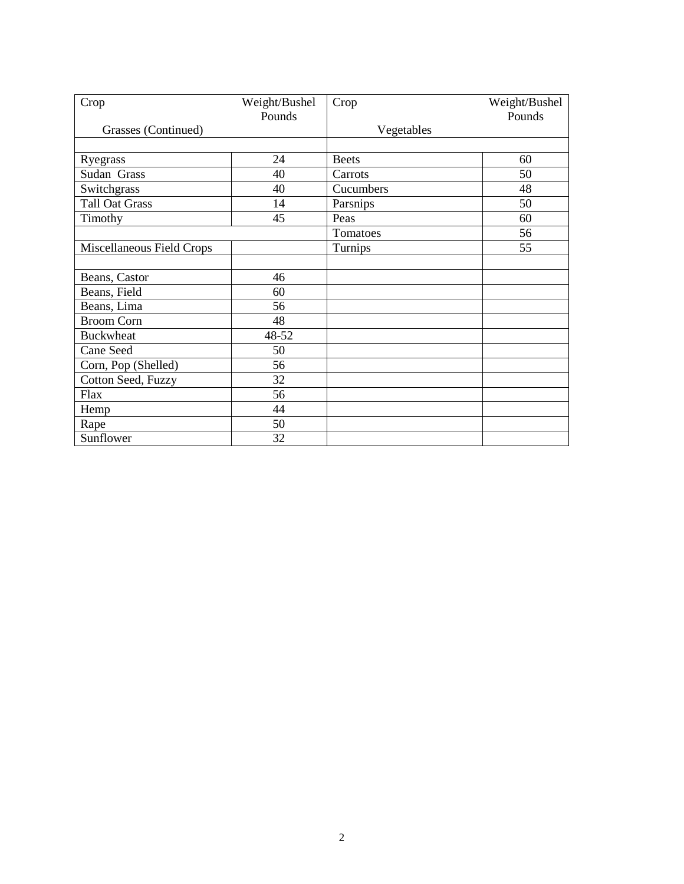| Crop<br>Grasses (Continued) | Weight/Bushel Pounds | Crop<br>Vegetables | Weight/Bushel Pounds |
|---|---|---|---|
| | | | |
| Ryegrass | 24 | Beets | 60 |
| Sudan Grass | 40 | Carrots | 50 |
| Switchgrass | 40 | Cucumbers | 48 |
| Tall Oat Grass | 14 | Parsnips | 50 |
| Timothy | 45 | Peas | 60 |
| | | Tomatoes | 56 |
| Miscellaneous Field Crops | | Turnips | 55 |
| | | | |
| Beans, Castor | 46 | | |
| Beans, Field | 60 | | |
| Beans, Lima | 56 | | |
| Broom Corn | 48 | | |
| Buckwheat | 48-52 | | |
| Cane Seed | 50 | | |
| Corn, Pop (Shelled) | 56 | | |
| Cotton Seed, Fuzzy | 32 | | |
| Flax | 56 | | |
| Hemp | 44 | | |
| Rape | 50 | | |
| Sunflower | 32 | | |